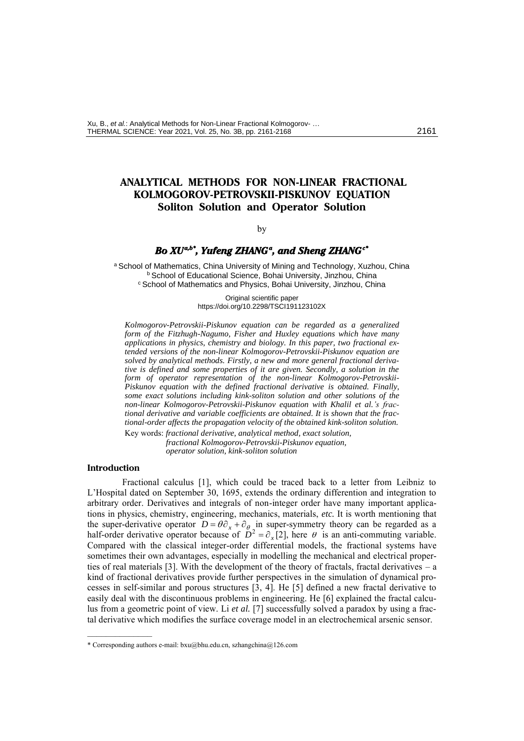# ANALYTICAL METHODS FOR NON-LINEAR FRACTIONAL KOLMOGOROV-PETROVSKII-PISKUNOV EQUATION
## Soliton Solution and Operator Solution

by

### *Bo XU*[a,b*], *Yufeng ZHANG*[a], *and Sheng ZHANG*[c*]

[a] School of Mathematics, China University of Mining and Technology, Xuzhou, China
[b] School of Educational Science, Bohai University, Jinzhou, China
[c] School of Mathematics and Physics, Bohai University, Jinzhou, China

Original scientific paper
https://doi.org/10.2298/TSCI191123102X

*Kolmogorov-Petrovskii-Piskunov equation can be regarded as a generalized form of the Fitzhugh-Nagumo, Fisher and Huxley equations which have many applications in physics, chemistry and biology. In this paper, two fractional extended versions of the non-linear Kolmogorov-Petrovskii-Piskunov equation are solved by analytical methods. Firstly, a new and more general fractional derivative is defined and some properties of it are given. Secondly, a solution in the form of operator representation of the non-linear Kolmogorov-Petrovskii-Piskunov equation with the defined fractional derivative is obtained. Finally, some exact solutions including kink-soliton solution and other solutions of the non-linear Kolmogorov-Petrovskii-Piskunov equation with Khalil et al.'s fractional derivative and variable coefficients are obtained. It is shown that the fractional-order affects the propagation velocity of the obtained kink-soliton solution.*

Key words: *fractional derivative, analytical method, exact solution, fractional Kolmogorov-Petrovskii-Piskunov equation, operator solution, kink-soliton solution*

### Introduction

Fractional calculus [1], which could be traced back to a letter from Leibniz to L'Hospital dated on September 30, 1695, extends the ordinary differention and integration to arbitrary order. Derivatives and integrals of non-integer order have many important applications in physics, chemistry, engineering, mechanics, materials, *etc.* It is worth mentioning that the super-derivative operator $D = \theta\partial_x + \partial_\theta$ in super-symmetry theory can be regarded as a half-order derivative operator because of $D^2 = \partial_x$ [2], here $\theta$ is an anti-commuting variable. Compared with the classical integer-order differential models, the fractional systems have sometimes their own advantages, especially in modelling the mechanical and electrical properties of real materials [3]. With the development of the theory of fractals, fractal derivatives – a kind of fractional derivatives provide further perspectives in the simulation of dynamical processes in self-similar and porous structures [3, 4]. He [5] defined a new fractal derivative to easily deal with the discontinuous problems in engineering. He [6] explained the fractal calculus from a geometric point of view. Li *et al.* [7] successfully solved a paradox by using a fractal derivative which modifies the surface coverage model in an electrochemical arsenic sensor.

---

\* Corresponding authors e-mail: bxu@bhu.edu.cn, szhangchina@126.com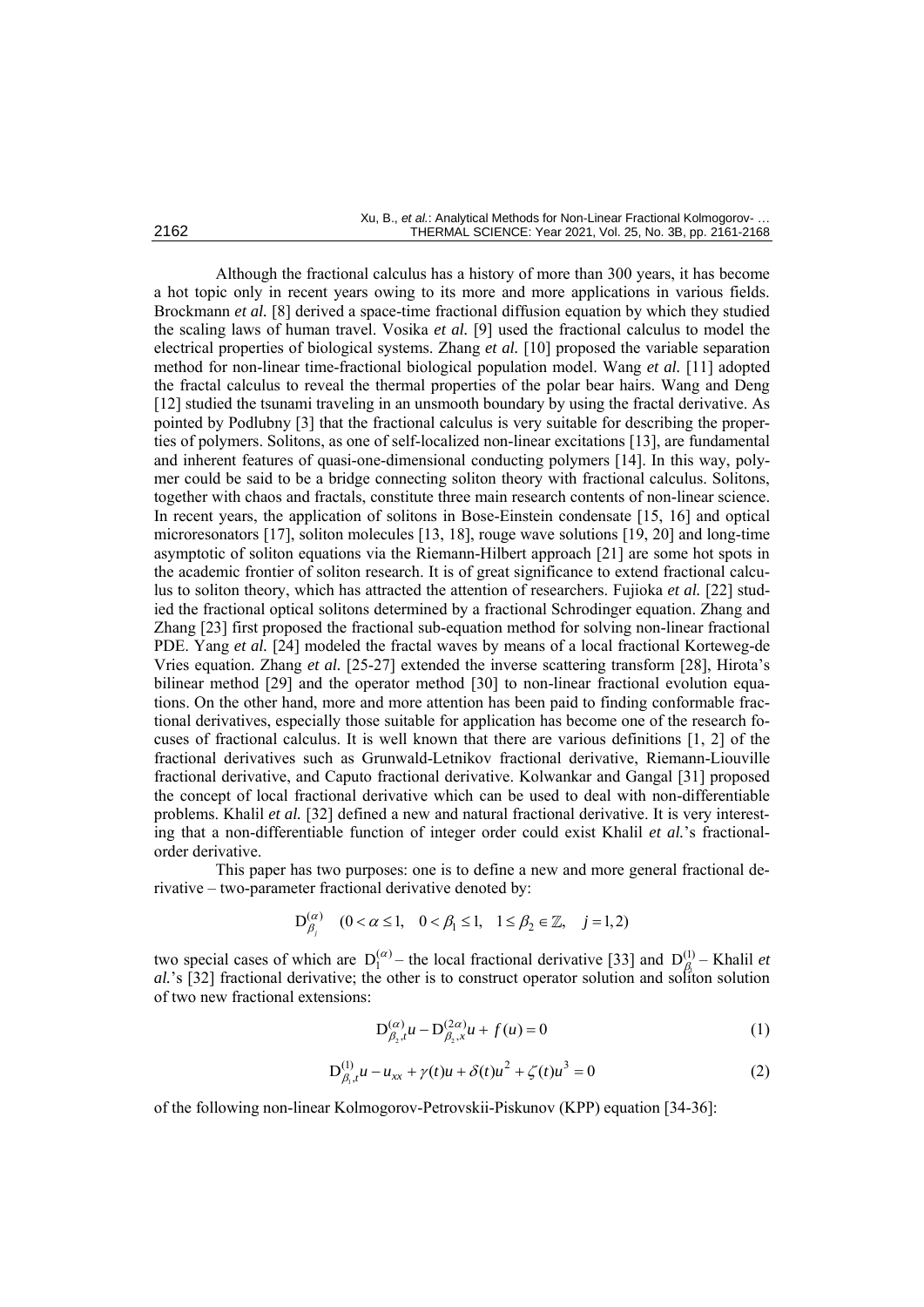Although the fractional calculus has a history of more than 300 years, it has become a hot topic only in recent years owing to its more and more applications in various fields. Brockmann *et al.* [8] derived a space-time fractional diffusion equation by which they studied the scaling laws of human travel. Vosika *et al.* [9] used the fractional calculus to model the electrical properties of biological systems. Zhang *et al.* [10] proposed the variable separation method for non-linear time-fractional biological population model. Wang *et al.* [11] adopted the fractal calculus to reveal the thermal properties of the polar bear hairs. Wang and Deng [12] studied the tsunami traveling in an unsmooth boundary by using the fractal derivative. As pointed by Podlubny [3] that the fractional calculus is very suitable for describing the properties of polymers. Solitons, as one of self-localized non-linear excitations [13], are fundamental and inherent features of quasi-one-dimensional conducting polymers [14]. In this way, polymer could be said to be a bridge connecting soliton theory with fractional calculus. Solitons, together with chaos and fractals, constitute three main research contents of non-linear science. In recent years, the application of solitons in Bose-Einstein condensate [15, 16] and optical microresonators [17], soliton molecules [13, 18], rouge wave solutions [19, 20] and long-time asymptotic of soliton equations via the Riemann-Hilbert approach [21] are some hot spots in the academic frontier of soliton research. It is of great significance to extend fractional calculus to soliton theory, which has attracted the attention of researchers. Fujioka *et al.* [22] studied the fractional optical solitons determined by a fractional Schrodinger equation. Zhang and Zhang [23] first proposed the fractional sub-equation method for solving non-linear fractional PDE. Yang *et al.* [24] modeled the fractal waves by means of a local fractional Korteweg-de Vries equation. Zhang *et al.* [25-27] extended the inverse scattering transform [28], Hirota's bilinear method [29] and the operator method [30] to non-linear fractional evolution equations. On the other hand, more and more attention has been paid to finding conformable fractional derivatives, especially those suitable for application has become one of the research focuses of fractional calculus. It is well known that there are various definitions [1, 2] of the fractional derivatives such as Grunwald-Letnikov fractional derivative, Riemann-Liouville fractional derivative, and Caputo fractional derivative. Kolwankar and Gangal [31] proposed the concept of local fractional derivative which can be used to deal with non-differentiable problems. Khalil *et al.* [32] defined a new and natural fractional derivative. It is very interesting that a non-differentiable function of integer order could exist Khalil *et al.*'s fractional-order derivative.

This paper has two purposes: one is to define a new and more general fractional derivative – two-parameter fractional derivative denoted by:

$$\mathrm{D}_{\beta_j}^{(\alpha)} \quad (0<\alpha\le 1, \quad 0<\beta_1\le 1, \quad 1\le\beta_2\in\mathbb{Z}, \quad j=1,2)$$

two special cases of which are $\mathrm{D}_1^{(\alpha)}$ – the local fractional derivative [33] and $\mathrm{D}_{\beta_1}^{(1)}$ – Khalil *et al.*'s [32] fractional derivative; the other is to construct operator solution and soliton solution of two new fractional extensions:

$$\mathrm{D}_{\beta_2,t}^{(\alpha)}u-\mathrm{D}_{\beta_2,x}^{(2\alpha)}u+f(u)=0 \tag{1}$$

$$\mathrm{D}_{\beta_1,t}^{(1)}u-u_{xx}+\gamma(t)u+\delta(t)u^2+\zeta(t)u^3=0 \tag{2}$$

of the following non-linear Kolmogorov-Petrovskii-Piskunov (KPP) equation [34-36]: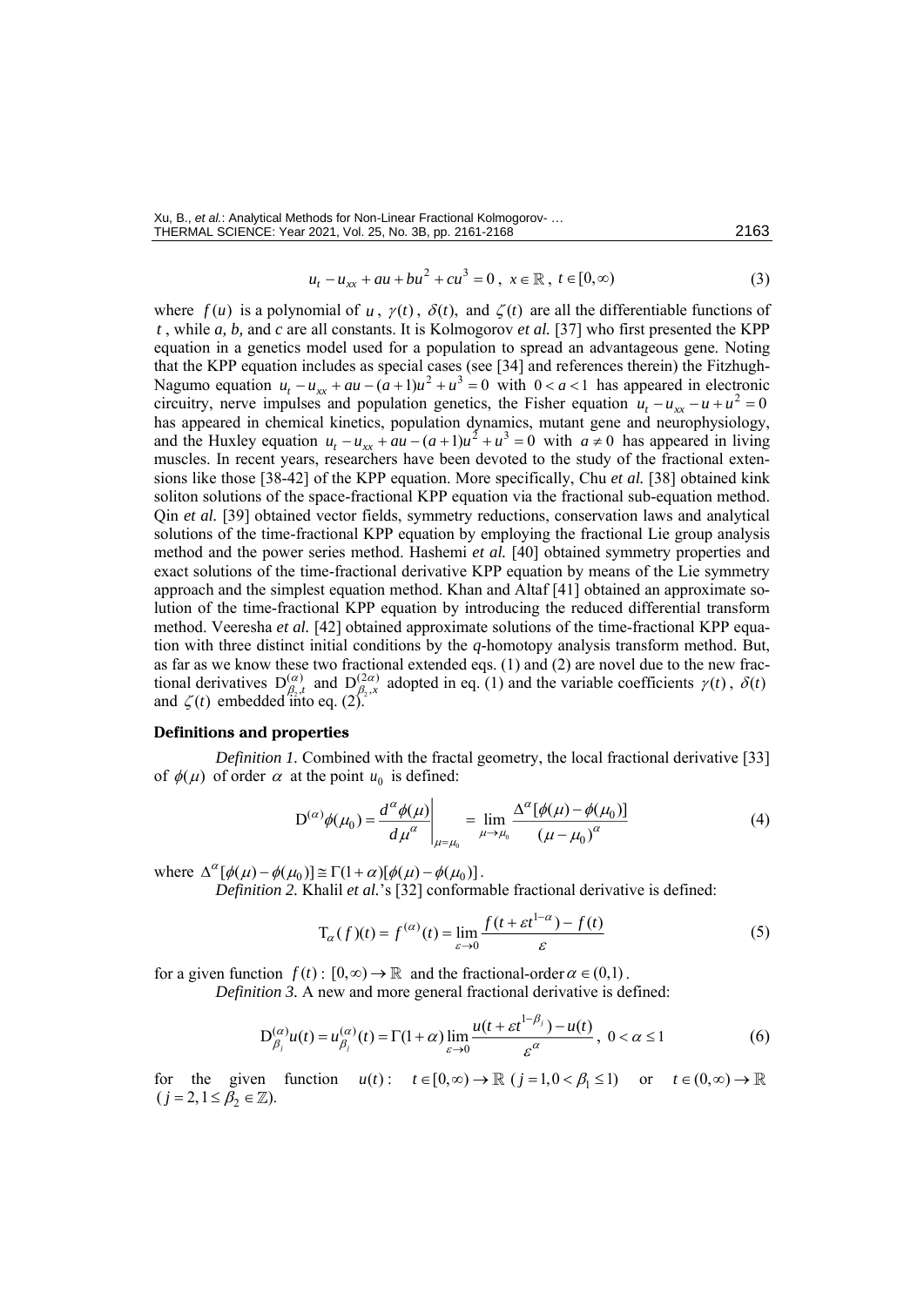$$u_t - u_{xx} + au + bu^2 + cu^3 = 0\,,\ x \in \mathbb{R}\,,\ t \in [0, \infty) \tag{3}$$

where $f(u)$ is a polynomial of $u$, $\gamma(t)$, $\delta(t)$, and $\zeta(t)$ are all the differentiable functions of $t$, while *a, b,* and *c* are all constants. It is Kolmogorov *et al.* [37] who first presented the KPP equation in a genetics model used for a population to spread an advantageous gene. Noting that the KPP equation includes as special cases (see [34] and references therein) the Fitzhugh-Nagumo equation $u_t - u_{xx} + au - (a+1)u^2 + u^3 = 0$ with $0 < a < 1$ has appeared in electronic circuitry, nerve impulses and population genetics, the Fisher equation $u_t - u_{xx} - u + u^2 = 0$ has appeared in chemical kinetics, population dynamics, mutant gene and neurophysiology, and the Huxley equation $u_t - u_{xx} + au - (a+1)u^2 + u^3 = 0$ with $a \neq 0$ has appeared in living muscles. In recent years, researchers have been devoted to the study of the fractional extensions like those [38-42] of the KPP equation. More specifically, Chu *et al.* [38] obtained kink soliton solutions of the space-fractional KPP equation via the fractional sub-equation method. Qin *et al.* [39] obtained vector fields, symmetry reductions, conservation laws and analytical solutions of the time-fractional KPP equation by employing the fractional Lie group analysis method and the power series method. Hashemi *et al.* [40] obtained symmetry properties and exact solutions of the time-fractional derivative KPP equation by means of the Lie symmetry approach and the simplest equation method. Khan and Altaf [41] obtained an approximate solution of the time-fractional KPP equation by introducing the reduced differential transform method. Veeresha *et al.* [42] obtained approximate solutions of the time-fractional KPP equation with three distinct initial conditions by the *q*-homotopy analysis transform method. But, as far as we know these two fractional extended eqs. (1) and (2) are novel due to the new fractional derivatives $\mathrm{D}_{\beta_2,t}^{(\alpha)}$ and $\mathrm{D}_{\beta_2,x}^{(2\alpha)}$ adopted in eq. (1) and the variable coefficients $\gamma(t)$, $\delta(t)$ and $\zeta(t)$ embedded into eq. (2).

## Definitions and properties

*Definition 1.* Combined with the fractal geometry, the local fractional derivative [33] of $\phi(\mu)$ of order $\alpha$ at the point $u_0$ is defined:

$$\mathrm{D}^{(\alpha)}\phi(\mu_0) = \left.\frac{d^\alpha \phi(\mu)}{d\mu^\alpha}\right|_{\mu=\mu_0} = \lim_{\mu \to \mu_0} \frac{\Delta^\alpha[\phi(\mu) - \phi(\mu_0)]}{(\mu - \mu_0)^\alpha} \tag{4}$$

where $\Delta^\alpha[\phi(\mu) - \phi(\mu_0)] \cong \Gamma(1+\alpha)[\phi(\mu) - \phi(\mu_0)]$.

*Definition 2.* Khalil *et al.*'s [32] conformable fractional derivative is defined:

$$\mathrm{T}_\alpha(f)(t) = f^{(\alpha)}(t) = \lim_{\varepsilon \to 0} \frac{f(t + \varepsilon t^{1-\alpha}) - f(t)}{\varepsilon} \tag{5}$$

for a given function $f(t): [0, \infty) \to \mathbb{R}$ and the fractional-order $\alpha \in (0,1)$.

*Definition 3.* A new and more general fractional derivative is defined:

$$\mathrm{D}_{\beta_j}^{(\alpha)} u(t) = u_{\beta_j}^{(\alpha)}(t) = \Gamma(1+\alpha) \lim_{\varepsilon \to 0} \frac{u(t + \varepsilon t^{1-\beta_j}) - u(t)}{\varepsilon^\alpha}\,,\ 0 < \alpha \le 1 \tag{6}$$

for the given function $u(t)$: $t \in [0, \infty) \to \mathbb{R}$ ($j = 1, 0 < \beta_1 \le 1$) or $t \in (0, \infty) \to \mathbb{R}$ ($j = 2, 1 \le \beta_2 \in \mathbb{Z}$).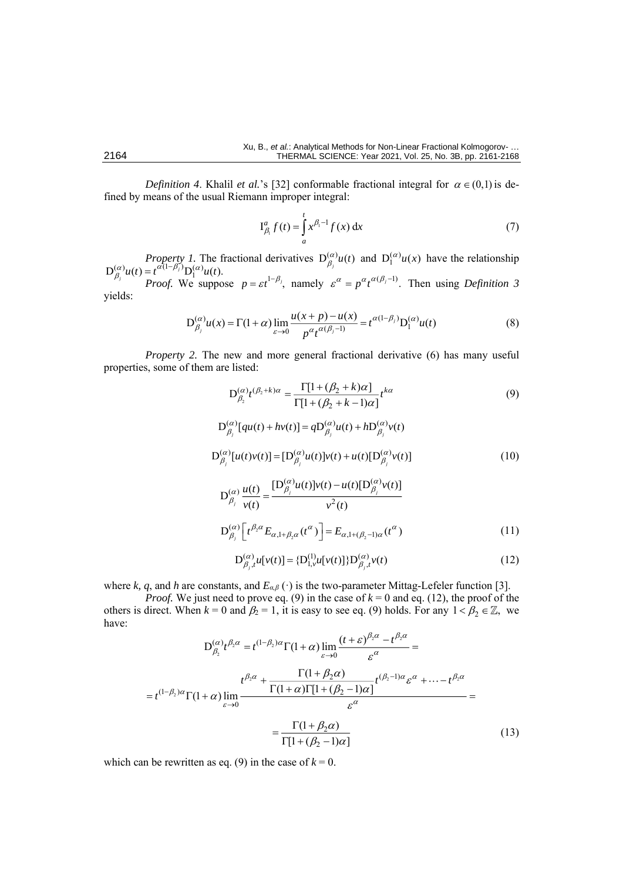*Definition 4*. Khalil *et al.*'s [32] conformable fractional integral for $\alpha \in (0,1)$ is defined by means of the usual Riemann improper integral:

$$\mathrm{I}_{\beta_1}^{a} f(t) = \int_{a}^{t} x^{\beta_1 - 1} f(x)\,\mathrm{d}x \tag{7}$$

*Property 1.* The fractional derivatives $\mathrm{D}_{\beta_j}^{(\alpha)} u(t)$ and $\mathrm{D}_{1}^{(\alpha)} u(x)$ have the relationship $\mathrm{D}_{\beta_j}^{(\alpha)} u(t) = t^{\alpha(1-\beta_j)} \mathrm{D}_{1}^{(\alpha)} u(t)$.

*Proof.* We suppose $p = \varepsilon t^{1-\beta_j}$, namely $\varepsilon^{\alpha} = p^{\alpha} t^{\alpha(\beta_j - 1)}$. Then using *Definition 3* yields:

$$\mathrm{D}_{\beta_j}^{(\alpha)} u(x) = \Gamma(1+\alpha) \lim_{\varepsilon \to 0} \frac{u(x+p) - u(x)}{p^{\alpha} t^{\alpha(\beta_j - 1)}} = t^{\alpha(1-\beta_j)} \mathrm{D}_{1}^{(\alpha)} u(t) \tag{8}$$

*Property 2.* The new and more general fractional derivative (6) has many useful properties, some of them are listed:

$$\mathrm{D}_{\beta_2}^{(\alpha)} t^{(\beta_2 + k)\alpha} = \frac{\Gamma[1 + (\beta_2 + k)\alpha]}{\Gamma[1 + (\beta_2 + k - 1)\alpha]} t^{k\alpha} \tag{9}$$

$$\mathrm{D}_{\beta_j}^{(\alpha)} [qu(t) + hv(t)] = q\mathrm{D}_{\beta_j}^{(\alpha)} u(t) + h\mathrm{D}_{\beta_j}^{(\alpha)} v(t)$$

$$\mathrm{D}_{\beta_j}^{(\alpha)} [u(t)v(t)] = [\mathrm{D}_{\beta_j}^{(\alpha)} u(t)] v(t) + u(t) [\mathrm{D}_{\beta_j}^{(\alpha)} v(t)] \tag{10}$$

$$\mathrm{D}_{\beta_j}^{(\alpha)} \frac{u(t)}{v(t)} = \frac{[\mathrm{D}_{\beta_j}^{(\alpha)} u(t)] v(t) - u(t) [\mathrm{D}_{\beta_j}^{(\alpha)} v(t)]}{v^2(t)}$$

$$\mathrm{D}_{\beta_j}^{(\alpha)} \left[ t^{\beta_2 \alpha} E_{\alpha, 1+\beta_2\alpha}(t^{\alpha}) \right] = E_{\alpha, 1+(\beta_2 - 1)\alpha}(t^{\alpha}) \tag{11}$$

$$\mathrm{D}_{\beta_j, t}^{(\alpha)} u[v(t)] = \{\mathrm{D}_{1,v}^{(1)} u[v(t)]\} \mathrm{D}_{\beta_j, t}^{(\alpha)} v(t) \tag{12}$$

where *k*, *q*, and *h* are constants, and $E_{\alpha,\beta}(\cdot)$ is the two-parameter Mittag-Lefeler function [3].

*Proof.* We just need to prove eq. (9) in the case of $k = 0$ and eq. (12), the proof of the others is direct. When $k = 0$ and $\beta_2 = 1$, it is easy to see eq. (9) holds. For any $1 < \beta_2 \in \mathbb{Z}$, we have:

$$\mathrm{D}_{\beta_2}^{(\alpha)} t^{\beta_2 \alpha} = t^{(1-\beta_2)\alpha} \Gamma(1+\alpha) \lim_{\varepsilon \to 0} \frac{(t+\varepsilon)^{\beta_2 \alpha} - t^{\beta_2 \alpha}}{\varepsilon^{\alpha}} =$$

$$= t^{(1-\beta_2)\alpha} \Gamma(1+\alpha) \lim_{\varepsilon \to 0} \frac{t^{\beta_2 \alpha} + \dfrac{\Gamma(1+\beta_2\alpha)}{\Gamma(1+\alpha)\Gamma[1+(\beta_2 - 1)\alpha]} t^{(\beta_2 - 1)\alpha} \varepsilon^{\alpha} + \cdots - t^{\beta_2 \alpha}}{\varepsilon^{\alpha}} =$$

$$= \frac{\Gamma(1+\beta_2\alpha)}{\Gamma[1+(\beta_2 - 1)\alpha]} \tag{13}$$

which can be rewritten as eq. (9) in the case of $k = 0$.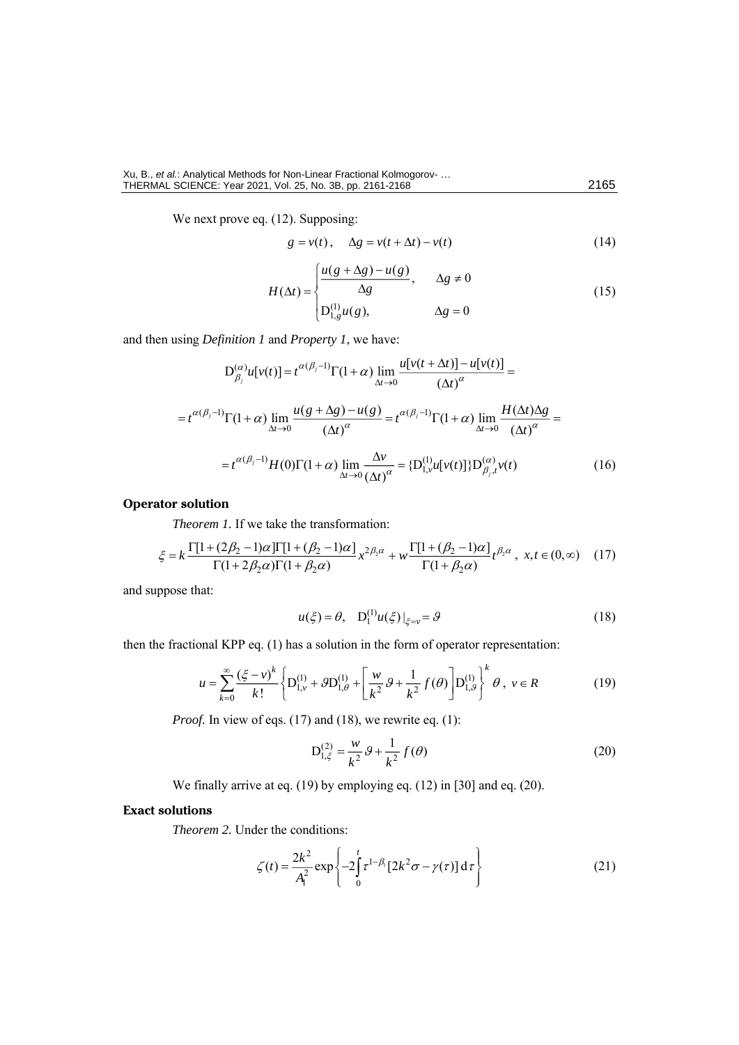We next prove eq. (12). Supposing:

$$g = v(t), \quad \Delta g = v(t + \Delta t) - v(t) \tag{14}$$

$$H(\Delta t) = \begin{cases} \dfrac{u(g + \Delta g) - u(g)}{\Delta g}, & \Delta g \neq 0 \\ \mathrm{D}_{1,g}^{(1)} u(g), & \Delta g = 0 \end{cases} \tag{15}$$

and then using *Definition 1* and *Property 1*, we have:

$$\mathrm{D}_{\beta_j}^{(\alpha)} u[v(t)] = t^{\alpha(\beta_j - 1)} \Gamma(1+\alpha) \lim_{\Delta t \to 0} \frac{u[v(t+\Delta t)] - u[v(t)]}{(\Delta t)^{\alpha}} =$$

$$= t^{\alpha(\beta_j - 1)} \Gamma(1+\alpha) \lim_{\Delta t \to 0} \frac{u(g + \Delta g) - u(g)}{(\Delta t)^{\alpha}} = t^{\alpha(\beta_j - 1)} \Gamma(1+\alpha) \lim_{\Delta t \to 0} \frac{H(\Delta t)\Delta g}{(\Delta t)^{\alpha}} =$$

$$= t^{\alpha(\beta_j - 1)} H(0) \Gamma(1+\alpha) \lim_{\Delta t \to 0} \frac{\Delta v}{(\Delta t)^{\alpha}} = \{\mathrm{D}_{1,v}^{(1)} u[v(t)]\} \mathrm{D}_{\beta_j, t}^{(\alpha)} v(t) \tag{16}$$

### Operator solution

*Theorem 1.* If we take the transformation:

$$\xi = k \frac{\Gamma[1 + (2\beta_2 - 1)\alpha]\Gamma[1 + (\beta_2 - 1)\alpha]}{\Gamma(1 + 2\beta_2\alpha)\Gamma(1 + \beta_2\alpha)} x^{2\beta_2\alpha} + w \frac{\Gamma[1 + (\beta_2 - 1)\alpha]}{\Gamma(1 + \beta_2\alpha)} t^{\beta_2\alpha}, \ x, t \in (0, \infty) \tag{17}$$

and suppose that:

$$u(\xi) = \theta, \quad \mathrm{D}_1^{(1)} u(\xi)|_{\xi = v} = \vartheta \tag{18}$$

then the fractional KPP eq. (1) has a solution in the form of operator representation:

$$u = \sum_{k=0}^{\infty} \frac{(\xi - v)^k}{k!} \left\{ \mathrm{D}_{1,v}^{(1)} + \vartheta \mathrm{D}_{1,\theta}^{(1)} + \left[ \frac{w}{k^2} \vartheta + \frac{1}{k^2} f(\theta) \right] \mathrm{D}_{1,\vartheta}^{(1)} \right\}^k \theta, \ v \in R \tag{19}$$

*Proof.* In view of eqs. (17) and (18), we rewrite eq. (1):

$$\mathrm{D}_{1,\xi}^{(2)} = \frac{w}{k^2} \vartheta + \frac{1}{k^2} f(\theta) \tag{20}$$

We finally arrive at eq. (19) by employing eq. (12) in [30] and eq. (20).

### Exact solutions

*Theorem 2.* Under the conditions:

$$\zeta(t) = \frac{2k^2}{A_1^2} \exp\left\{ -2\int_0^t \tau^{1-\beta_1} [2k^2\sigma - \gamma(\tau)] \, \mathrm{d}\tau \right\} \tag{21}$$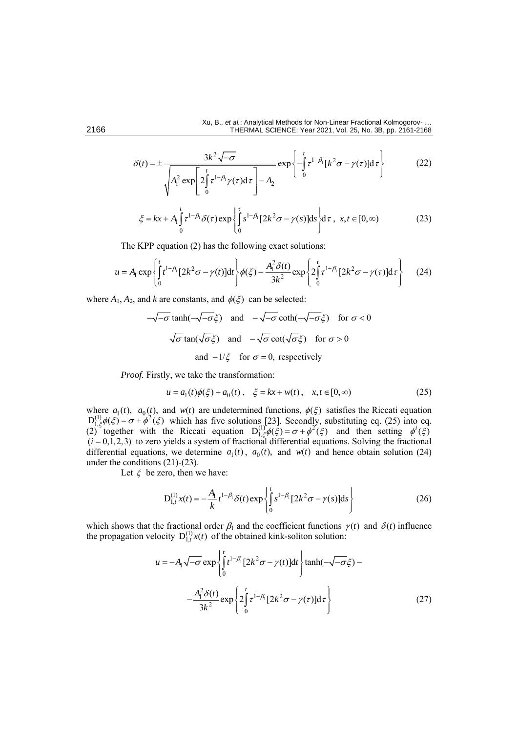$$\delta(t)=\pm\frac{3k^2\sqrt{-\sigma}}{\sqrt{A_1^2\exp\left[2\int\limits_0^t\tau^{1-\beta_1}\gamma(\tau)\mathrm{d}\tau\right]-A_2}}\exp\left\{-\int\limits_0^t\tau^{1-\beta_1}[k^2\sigma-\gamma(\tau)]\mathrm{d}\tau\right\} \tag{22}$$

$$\xi=kx+A_1\int\limits_0^t\tau^{1-\beta_1}\delta(\tau)\exp\left\{\int\limits_0^\tau s^{1-\beta_1}[2k^2\sigma-\gamma(s)]\mathrm{d}s\right\}\mathrm{d}\tau\,,\ \ x,t\in[0,\infty) \tag{23}$$

The KPP equation (2) has the following exact solutions:

$$u=A_1\exp\left\{\int\limits_0^t t^{1-\beta_1}[2k^2\sigma-\gamma(t)]\mathrm{d}t\right\}\phi(\xi)-\frac{A_1^2\delta(t)}{3k^2}\exp\left\{2\int\limits_0^t\tau^{1-\beta_1}[2k^2\sigma-\gamma(\tau)]\mathrm{d}\tau\right\} \tag{24}$$

where $A_1$, $A_2$, and $k$ are constants, and $\phi(\xi)$ can be selected:

$$-\sqrt{-\sigma}\tanh(-\sqrt{-\sigma}\xi)\quad\text{and}\quad-\sqrt{-\sigma}\coth(-\sqrt{-\sigma}\xi)\quad\text{for }\sigma<0$$

$$\sqrt{\sigma}\tan(\sqrt{\sigma}\xi)\quad\text{and}\quad-\sqrt{\sigma}\cot(\sqrt{\sigma}\xi)\quad\text{for }\sigma>0$$

$$\text{and}\ -1/\xi\quad\text{for }\sigma=0,\ \text{respectively}$$

*Proof.* Firstly, we take the transformation:

$$u=a_1(t)\phi(\xi)+a_0(t)\,,\quad\xi=kx+w(t)\,,\quad x,t\in[0,\infty) \tag{25}$$

where $a_1(t)$, $a_0(t)$, and $w(t)$ are undetermined functions, $\phi(\xi)$ satisfies the Riccati equation $\mathrm{D}_{1,\xi}^{(1)}\phi(\xi)=\sigma+\phi^2(\xi)$ which has five solutions [23]. Secondly, substituting eq. (25) into eq. (2) together with the Riccati equation $\mathrm{D}_{1,\xi}^{(1)}\phi(\xi)=\sigma+\phi^2(\xi)$ and then setting $\phi^i(\xi)$ $(i=0,1,2,3)$ to zero yields a system of fractional differential equations. Solving the fractional differential equations, we determine $a_1(t)$, $a_0(t)$, and $w(t)$ and hence obtain solution (24) under the conditions (21)-(23).

Let $\xi$ be zero, then we have:

$$\mathrm{D}_{1,t}^{(1)}x(t)=-\frac{A_1}{k}t^{1-\beta_1}\delta(t)\exp\left\{\int\limits_0^t s^{1-\beta_1}[2k^2\sigma-\gamma(s)]\mathrm{d}s\right\} \tag{26}$$

which shows that the fractional order $\beta_1$ and the coefficient functions $\gamma(t)$ and $\delta(t)$ influence the propagation velocity $\mathrm{D}_{1,t}^{(1)}x(t)$ of the obtained kink-soliton solution:

$$u=-A_1\sqrt{-\sigma}\exp\left\{\int\limits_0^t t^{1-\beta_1}[2k^2\sigma-\gamma(t)]\mathrm{d}t\right\}\tanh(-\sqrt{-\sigma}\xi)-$$

$$-\frac{A_1^2\delta(t)}{3k^2}\exp\left\{2\int\limits_0^t\tau^{1-\beta_1}[2k^2\sigma-\gamma(\tau)]\mathrm{d}\tau\right\} \tag{27}$$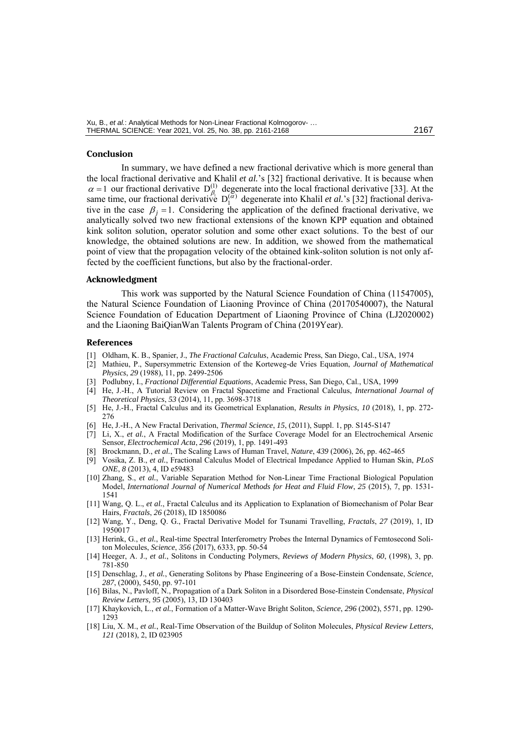## Conclusion

In summary, we have defined a new fractional derivative which is more general than the local fractional derivative and Khalil *et al.*'s [32] fractional derivative. It is because when $\alpha = 1$ our fractional derivative $D_{\beta_1}^{(1)}$ degenerate into the local fractional derivative [33]. At the same time, our fractional derivative $D_1^{(\alpha)}$ degenerate into Khalil *et al.*'s [32] fractional derivative in the case $\beta_j = 1$. Considering the application of the defined fractional derivative, we analytically solved two new fractional extensions of the known KPP equation and obtained kink soliton solution, operator solution and some other exact solutions. To the best of our knowledge, the obtained solutions are new. In addition, we showed from the mathematical point of view that the propagation velocity of the obtained kink-soliton solution is not only affected by the coefficient functions, but also by the fractional-order.

## Acknowledgment

This work was supported by the Natural Science Foundation of China (11547005), the Natural Science Foundation of Liaoning Province of China (20170540007), the Natural Science Foundation of Education Department of Liaoning Province of China (LJ2020002) and the Liaoning BaiQianWan Talents Program of China (2019Year).

## References

[1] Oldham, K. B., Spanier, J., *The Fractional Calculus*, Academic Press, San Diego, Cal., USA, 1974
[2] Mathieu, P., Supersymmetric Extension of the Korteweg-de Vries Equation, *Journal of Mathematical Physics*, *29* (1988), 11, pp. 2499-2506
[3] Podlubny, I., *Fractional Differential Equations*, Academic Press, San Diego, Cal., USA, 1999
[4] He, J.-H., A Tutorial Review on Fractal Spacetime and Fractional Calculus, *International Journal of Theoretical Physics*, *53* (2014), 11, pp. 3698-3718
[5] He, J.-H., Fractal Calculus and its Geometrical Explanation, *Results in Physics*, *10* (2018), 1, pp. 272-276
[6] He, J.-H., A New Fractal Derivation, *Thermal Science*, *15*, (2011), Suppl. 1, pp. S145-S147
[7] Li, X., *et al.*, A Fractal Modification of the Surface Coverage Model for an Electrochemical Arsenic Sensor, *Electrochemical Acta*, *296* (2019), 1, pp. 1491-493
[8] Brockmann, D., *et al.*, The Scaling Laws of Human Travel, *Nature*, *439* (2006), 26, pp. 462-465
[9] Vosika, Z. B., *et al.*, Fractional Calculus Model of Electrical Impedance Applied to Human Skin, *PLoS ONE*, *8* (2013), 4, ID e59483
[10] Zhang, S., *et al.*, Variable Separation Method for Non-Linear Time Fractional Biological Population Model, *International Journal of Numerical Methods for Heat and Fluid Flow*, *25* (2015), 7, pp. 1531-1541
[11] Wang, Q. L., *et al.*, Fractal Calculus and its Application to Explanation of Biomechanism of Polar Bear Hairs, *Fractals*, *26* (2018), ID 1850086
[12] Wang, Y., Deng, Q. G., Fractal Derivative Model for Tsunami Travelling, *Fractals*, *27* (2019), 1, ID 1950017
[13] Herink, G., *et al.*, Real-time Spectral Interferometry Probes the Internal Dynamics of Femtosecond Soliton Molecules, *Science*, *356* (2017), 6333, pp. 50-54
[14] Heeger, A. J., *et al.*, Solitons in Conducting Polymers, *Reviews of Modern Physics*, *60*, (1998), 3, pp. 781-850
[15] Denschlag, J., *et al.*, Generating Solitons by Phase Engineering of a Bose-Einstein Condensate, *Science*, *287*, (2000), 5450, pp. 97-101
[16] Bilas, N., Pavloff, N., Propagation of a Dark Soliton in a Disordered Bose-Einstein Condensate, *Physical Review Letters, 95* (2005), 13, ID 130403
[17] Khaykovich, L., *et al.*, Formation of a Matter-Wave Bright Soliton, *Science*, *296* (2002), 5571, pp. 1290-1293
[18] Liu, X. M., *et al.*, Real-Time Observation of the Buildup of Soliton Molecules, *Physical Review Letters*, *121* (2018), 2, ID 023905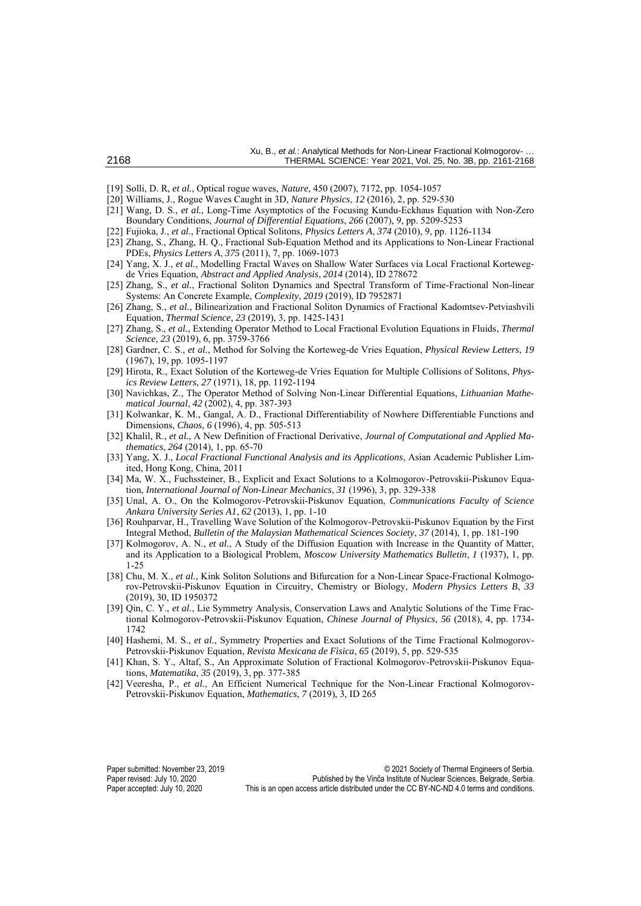[19] Solli, D. R, *et al.*, Optical rogue waves, *Nature*, 450 (2007), 7172, pp. 1054-1057

[20] Williams, J., Rogue Waves Caught in 3D, *Nature Physics*, *12* (2016), 2, pp. 529-530

[21] Wang, D. S., *et al.*, Long-Time Asymptotics of the Focusing Kundu-Eckhaus Equation with Non-Zero Boundary Conditions, *Journal of Differential Equations*, *266* (2007), 9, pp. 5209-5253

[22] Fujioka, J., *et al.*, Fractional Optical Solitons, *Physics Letters A*, *374* (2010), 9, pp. 1126-1134

[23] Zhang, S., Zhang, H. Q., Fractional Sub-Equation Method and its Applications to Non-Linear Fractional PDEs, *Physics Letters A*, *375* (2011), 7, pp. 1069-1073

[24] Yang, X. J., *et al.*, Modelling Fractal Waves on Shallow Water Surfaces via Local Fractional Korteweg-de Vries Equation, *Abstract and Applied Analysis*, *2014* (2014), ID 278672

[25] Zhang, S., *et al.*, Fractional Soliton Dynamics and Spectral Transform of Time-Fractional Non-linear Systems: An Concrete Example, *Complexity*, *2019* (2019), ID 7952871

[26] Zhang, S., *et al.*, Bilinearization and Fractional Soliton Dynamics of Fractional Kadomtsev-Petviashvili Equation, *Thermal Science*, *23* (2019), 3, pp. 1425-1431

[27] Zhang, S., *et al.*, Extending Operator Method to Local Fractional Evolution Equations in Fluids, *Thermal Science*, *23* (2019), 6, pp. 3759-3766

[28] Gardner, C. S., *et al.*, Method for Solving the Korteweg-de Vries Equation, *Physical Review Letters*, *19* (1967), 19, pp. 1095-1197

[29] Hirota, R., Exact Solution of the Korteweg-de Vries Equation for Multiple Collisions of Solitons, *Physics Review Letters*, *27* (1971), 18, pp. 1192-1194

[30] Navichkas, Z., The Operator Method of Solving Non-Linear Differential Equations, *Lithuanian Mathematical Journal*, *42* (2002), 4, pp. 387-393

[31] Kolwankar, K. M., Gangal, A. D., Fractional Differentiability of Nowhere Differentiable Functions and Dimensions, *Chaos*, *6* (1996), 4, pp. 505-513

[32] Khalil, R., *et al.*, A New Definition of Fractional Derivative, *Journal of Computational and Applied Mathematics*, *264* (2014), 1, pp. 65-70

[33] Yang, X. J., *Local Fractional Functional Analysis and its Applications*, Asian Academic Publisher Limited, Hong Kong, China, 2011

[34] Ma, W. X., Fuchssteiner, B., Explicit and Exact Solutions to a Kolmogorov-Petrovskii-Piskunov Equation, *International Journal of Non-Linear Mechanics*, *31* (1996), 3, pp. 329-338

[35] Unal, A. O., On the Kolmogorov-Petrovskii-Piskunov Equation, *Communications Faculty of Science Ankara University Series A1*, *62* (2013), 1, pp. 1-10

[36] Rouhparvar, H., Travelling Wave Solution of the Kolmogorov-Petrovskii-Piskunov Equation by the First Integral Method, *Bulletin of the Malaysian Mathematical Sciences Society*, *37* (2014), 1, pp. 181-190

[37] Kolmogorov, A. N., *et al.*, A Study of the Diffusion Equation with Increase in the Quantity of Matter, and its Application to a Biological Problem, *Moscow University Mathematics Bulletin*, *1* (1937), 1, pp. 1-25

[38] Chu, M. X., *et al.*, Kink Soliton Solutions and Bifurcation for a Non-Linear Space-Fractional Kolmogorov-Petrovskii-Piskunov Equation in Circuitry, Chemistry or Biology, *Modern Physics Letters B*, *33* (2019), 30, ID 1950372

[39] Qin, C. Y., *et al.*, Lie Symmetry Analysis, Conservation Laws and Analytic Solutions of the Time Fractional Kolmogorov-Petrovskii-Piskunov Equation, *Chinese Journal of Physics*, *56* (2018), 4, pp. 1734-1742

[40] Hashemi, M. S., *et al.*, Symmetry Properties and Exact Solutions of the Time Fractional Kolmogorov-Petrovskii-Piskunov Equation, *Revista Mexicana de Fisica*, *65* (2019), 5, pp. 529-535

[41] Khan, S. Y., Altaf, S., An Approximate Solution of Fractional Kolmogorov-Petrovskii-Piskunov Equations, *Matematika*, *35* (2019), 3, pp. 377-385

[42] Veeresha, P., *et al.*, An Efficient Numerical Technique for the Non-Linear Fractional Kolmogorov-Petrovskii-Piskunov Equation, *Mathematics*, *7* (2019), 3, ID 265

Paper submitted: November 23, 2019
Paper revised: July 10, 2020
Paper accepted: July 10, 2020

© 2021 Society of Thermal Engineers of Serbia.
Published by the Vinča Institute of Nuclear Sciences, Belgrade, Serbia.
This is an open access article distributed under the CC BY-NC-ND 4.0 terms and conditions.